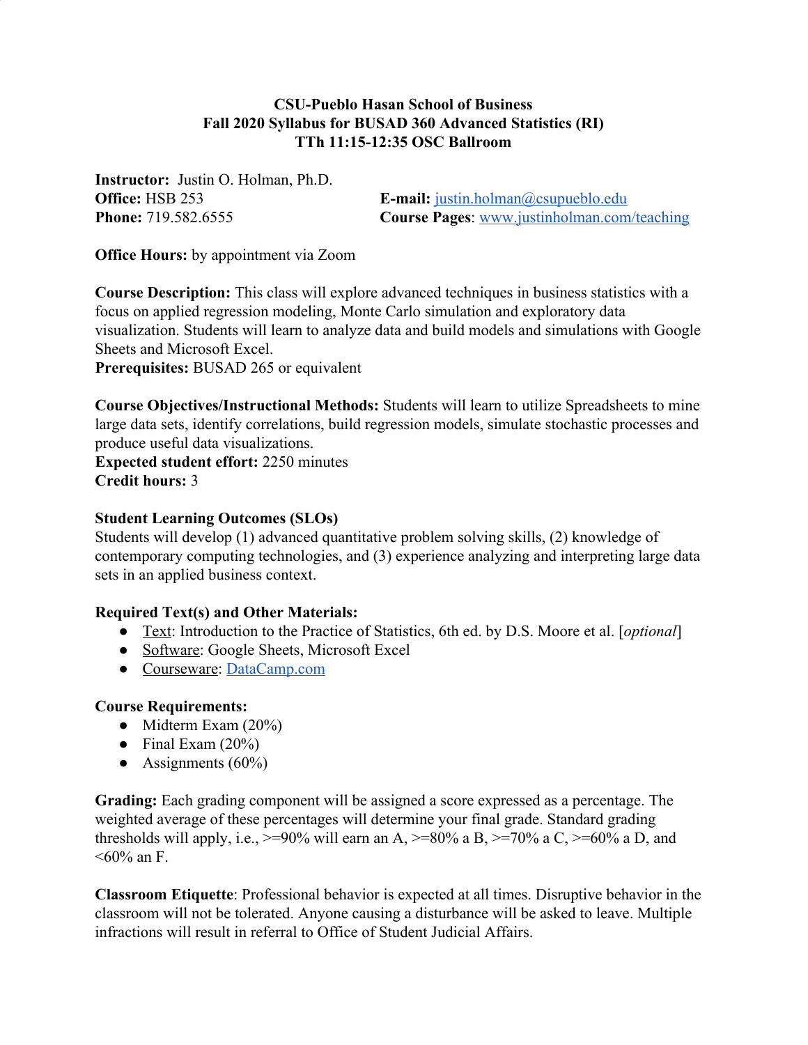**CSU-Pueblo Hasan School of Business**
**Fall 2020 Syllabus for BUSAD 360 Advanced Statistics (RI)**
**TTh 11:15-12:35 OSC Ballroom**

**Instructor:** Justin O. Holman, Ph.D.
**Office:** HSB 253
**Phone:** 719.582.6555
**E-mail:** [justin.holman@csupueblo.edu](mailto:justin.holman@csupueblo.edu)
**Course Pages**: [www.justinholman.com/teaching](http://www.justinholman.com/teaching)

**Office Hours:** by appointment via Zoom

**Course Description:** This class will explore advanced techniques in business statistics with a focus on applied regression modeling, Monte Carlo simulation and exploratory data visualization. Students will learn to analyze data and build models and simulations with Google Sheets and Microsoft Excel.
**Prerequisites:** BUSAD 265 or equivalent

**Course Objectives/Instructional Methods:** Students will learn to utilize Spreadsheets to mine large data sets, identify correlations, build regression models, simulate stochastic processes and produce useful data visualizations.
**Expected student effort:** 2250 minutes
**Credit hours:** 3

**Student Learning Outcomes (SLOs)**
Students will develop (1) advanced quantitative problem solving skills, (2) knowledge of contemporary computing technologies, and (3) experience analyzing and interpreting large data sets in an applied business context.

**Required Text(s) and Other Materials:**
- Text: Introduction to the Practice of Statistics, 6th ed. by D.S. Moore et al. [*optional*]
- Software: Google Sheets, Microsoft Excel
- Courseware: [DataCamp.com](http://DataCamp.com)

**Course Requirements:**
- Midterm Exam (20%)
- Final Exam (20%)
- Assignments (60%)

**Grading:** Each grading component will be assigned a score expressed as a percentage. The weighted average of these percentages will determine your final grade. Standard grading thresholds will apply, i.e., >=90% will earn an A, >=80% a B, >=70% a C, >=60% a D, and <60% an F.

**Classroom Etiquette**: Professional behavior is expected at all times. Disruptive behavior in the classroom will not be tolerated. Anyone causing a disturbance will be asked to leave. Multiple infractions will result in referral to Office of Student Judicial Affairs.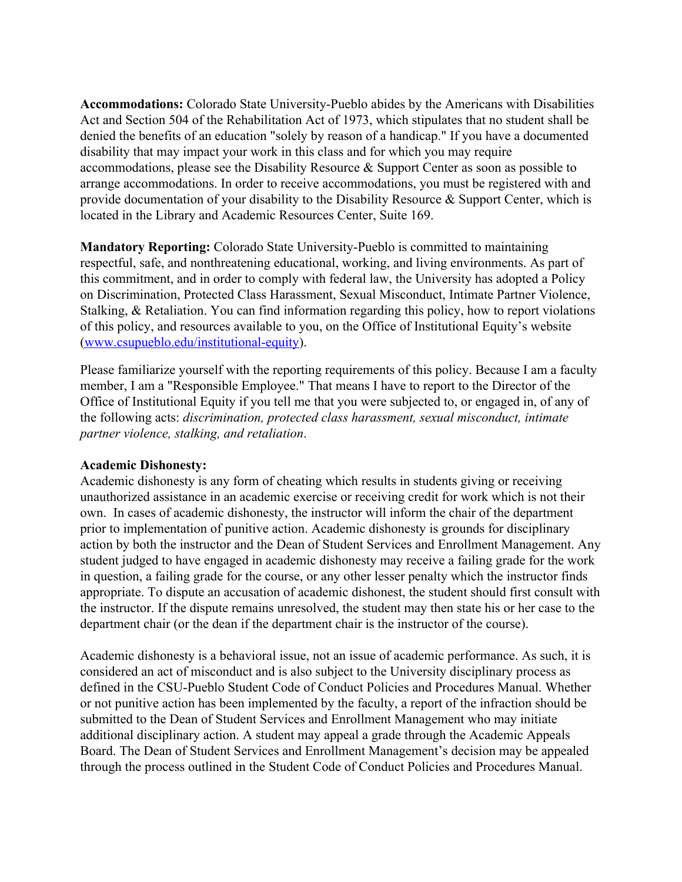**Accommodations:** Colorado State University-Pueblo abides by the Americans with Disabilities Act and Section 504 of the Rehabilitation Act of 1973, which stipulates that no student shall be denied the benefits of an education "solely by reason of a handicap." If you have a documented disability that may impact your work in this class and for which you may require accommodations, please see the Disability Resource & Support Center as soon as possible to arrange accommodations. In order to receive accommodations, you must be registered with and provide documentation of your disability to the Disability Resource & Support Center, which is located in the Library and Academic Resources Center, Suite 169.

**Mandatory Reporting:** Colorado State University-Pueblo is committed to maintaining respectful, safe, and nonthreatening educational, working, and living environments. As part of this commitment, and in order to comply with federal law, the University has adopted a Policy on Discrimination, Protected Class Harassment, Sexual Misconduct, Intimate Partner Violence, Stalking, & Retaliation. You can find information regarding this policy, how to report violations of this policy, and resources available to you, on the Office of Institutional Equity's website ([www.csupueblo.edu/institutional-equity](www.csupueblo.edu/institutional-equity)).

Please familiarize yourself with the reporting requirements of this policy. Because I am a faculty member, I am a "Responsible Employee." That means I have to report to the Director of the Office of Institutional Equity if you tell me that you were subjected to, or engaged in, of any of the following acts: *discrimination, protected class harassment, sexual misconduct, intimate partner violence, stalking, and retaliation*.

**Academic Dishonesty:**
Academic dishonesty is any form of cheating which results in students giving or receiving unauthorized assistance in an academic exercise or receiving credit for work which is not their own. In cases of academic dishonesty, the instructor will inform the chair of the department prior to implementation of punitive action. Academic dishonesty is grounds for disciplinary action by both the instructor and the Dean of Student Services and Enrollment Management. Any student judged to have engaged in academic dishonesty may receive a failing grade for the work in question, a failing grade for the course, or any other lesser penalty which the instructor finds appropriate. To dispute an accusation of academic dishonest, the student should first consult with the instructor. If the dispute remains unresolved, the student may then state his or her case to the department chair (or the dean if the department chair is the instructor of the course).

Academic dishonesty is a behavioral issue, not an issue of academic performance. As such, it is considered an act of misconduct and is also subject to the University disciplinary process as defined in the CSU-Pueblo Student Code of Conduct Policies and Procedures Manual. Whether or not punitive action has been implemented by the faculty, a report of the infraction should be submitted to the Dean of Student Services and Enrollment Management who may initiate additional disciplinary action. A student may appeal a grade through the Academic Appeals Board. The Dean of Student Services and Enrollment Management's decision may be appealed through the process outlined in the Student Code of Conduct Policies and Procedures Manual.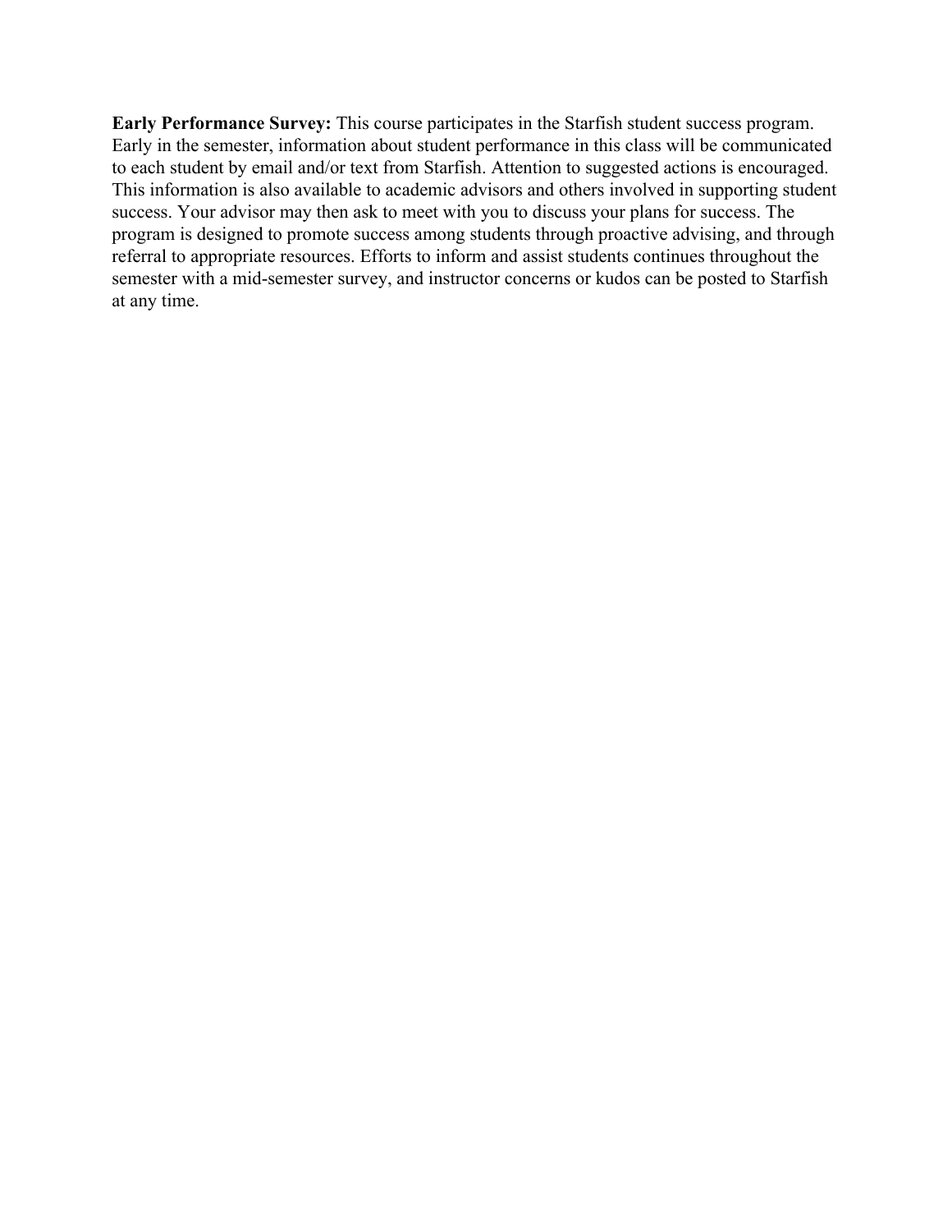**Early Performance Survey:** This course participates in the Starfish student success program. Early in the semester, information about student performance in this class will be communicated to each student by email and/or text from Starfish. Attention to suggested actions is encouraged. This information is also available to academic advisors and others involved in supporting student success. Your advisor may then ask to meet with you to discuss your plans for success. The program is designed to promote success among students through proactive advising, and through referral to appropriate resources. Efforts to inform and assist students continues throughout the semester with a mid-semester survey, and instructor concerns or kudos can be posted to Starfish at any time.